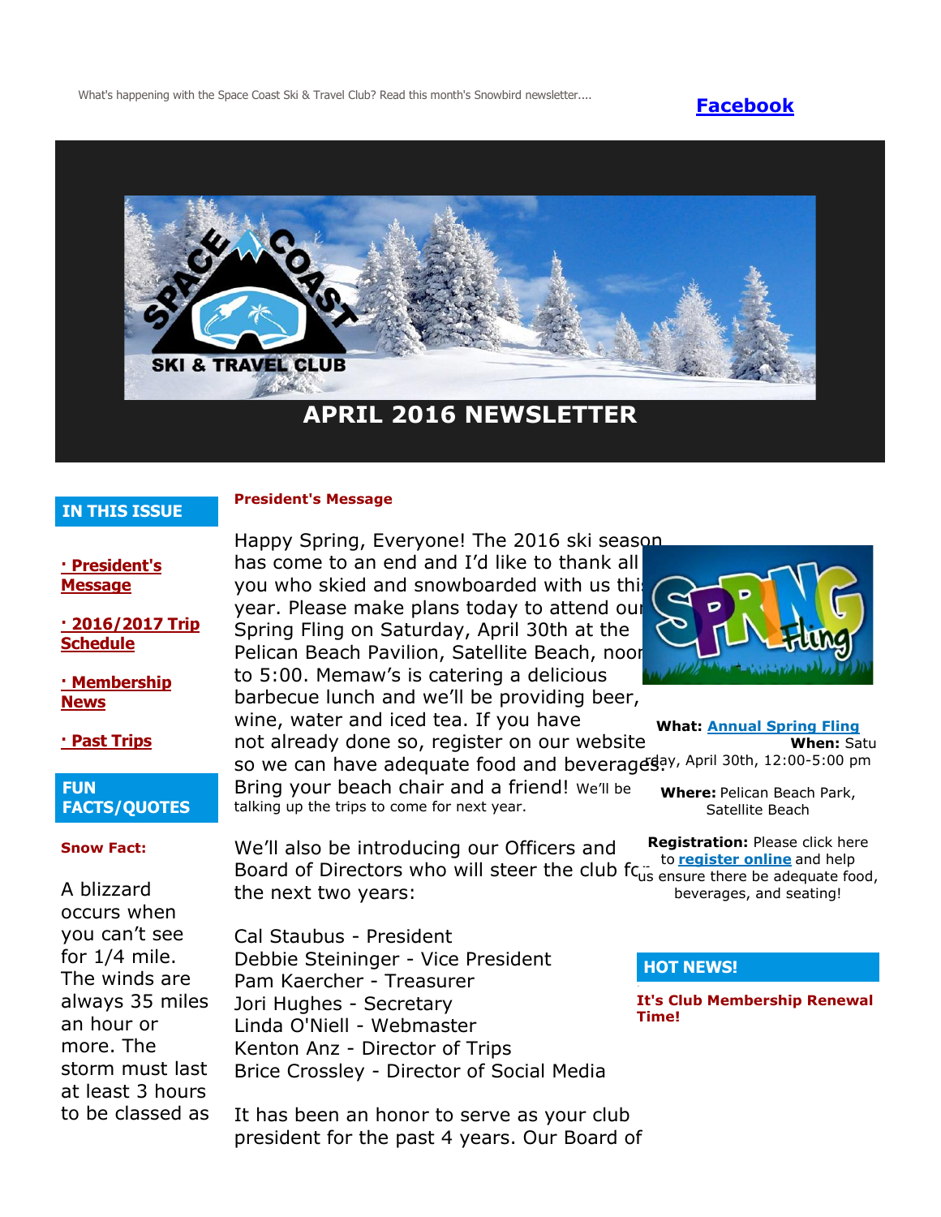What's happening with the Space Coast Ski & Travel Club? Read this month's Snowbird newsletter....

**Facebook**

SPACE COAST SKI & TRAVEL CLUB

# APRIL 2016 NEWSLETTER

## IN THIS ISSUE

- **· President's Message**
- **· 2016/2017 Trip Schedule**
- **· Membership News**
- **· Past Trips**

## FUN FACTS/QUOTES

**Snow Fact:**

A blizzard occurs when you can't see for 1/4 mile. The winds are always 35 miles an hour or more. The storm must last at least 3 hours to be classed as

## President's Message

Happy Spring, Everyone! The 2016 ski season has come to an end and I'd like to thank all you who skied and snowboarded with us this year. Please make plans today to attend our Spring Fling on Saturday, April 30th at the Pelican Beach Pavilion, Satellite Beach, noon to 5:00. Memaw's is catering a delicious barbecue lunch and we'll be providing beer, wine, water and iced tea. If you have not already done so, register on our website so we can have adequate food and beverages. Bring your beach chair and a friend! We'll be talking up the trips to come for next year.

We'll also be introducing our Officers and Board of Directors who will steer the club for the next two years:

Cal Staubus - President
Debbie Steininger - Vice President
Pam Kaercher - Treasurer
Jori Hughes - Secretary
Linda O'Niell - Webmaster
Kenton Anz - Director of Trips
Brice Crossley - Director of Social Media

It has been an honor to serve as your club president for the past 4 years. Our Board of

**What:** **Annual Spring Fling**
**When:** Saturday, April 30th, 12:00-5:00 pm

**Where:** Pelican Beach Park, Satellite Beach

**Registration:** Please click here to **register online** and help us ensure there be adequate food, beverages, and seating!

## HOT NEWS!

**It's Club Membership Renewal Time!**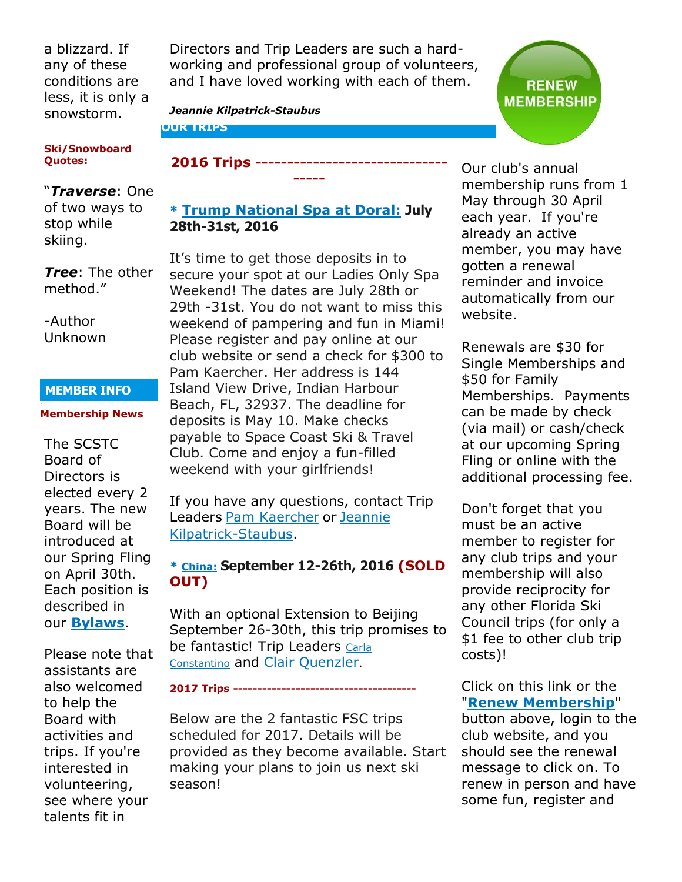a blizzard. If any of these conditions are less, it is only a snowstorm.

**Ski/Snowboard Quotes:**

"***Traverse***: One of two ways to stop while skiing.

***Tree***: The other method."

-Author Unknown

## MEMBER INFO

**Membership News**

The SCSTC Board of Directors is elected every 2 years. The new Board will be introduced at our Spring Fling on April 30th. Each position is described in our **Bylaws**.

Please note that assistants are also welcomed to help the Board with activities and trips. If you're interested in volunteering, see where your talents fit in

Directors and Trip Leaders are such a hard-working and professional group of volunteers, and I have loved working with each of them.

***Jeannie Kilpatrick-Staubus***

## OUR TRIPS

### 2016 Trips -----------------------------------

**\* Trump National Spa at Doral: July 28th-31st, 2016**

It's time to get those deposits in to secure your spot at our Ladies Only Spa Weekend! The dates are July 28th or 29th -31st. You do not want to miss this weekend of pampering and fun in Miami! Please register and pay online at our club website or send a check for $300 to Pam Kaercher. Her address is 144 Island View Drive, Indian Harbour Beach, FL, 32937. The deadline for deposits is May 10. Make checks payable to Space Coast Ski & Travel Club. Come and enjoy a fun-filled weekend with your girlfriends!

If you have any questions, contact Trip Leaders Pam Kaercher or Jeannie Kilpatrick-Staubus.

**\* China: September 12-26th, 2016 (SOLD OUT)**

With an optional Extension to Beijing September 26-30th, this trip promises to be fantastic! Trip Leaders Carla Constantino and Clair Quenzler.

**2017 Trips -------------------------------------**

Below are the 2 fantastic FSC trips scheduled for 2017. Details will be provided as they become available. Start making your plans to join us next ski season!

RENEW MEMBERSHIP

Our club's annual membership runs from 1 May through 30 April each year. If you're already an active member, you may have gotten a renewal reminder and invoice automatically from our website.

Renewals are $30 for Single Memberships and $50 for Family Memberships. Payments can be made by check (via mail) or cash/check at our upcoming Spring Fling or online with the additional processing fee.

Don't forget that you must be an active member to register for any club trips and your membership will also provide reciprocity for any other Florida Ski Council trips (for only a $1 fee to other club trip costs)!

Click on this link or the "**Renew Membership**" button above, login to the club website, and you should see the renewal message to click on. To renew in person and have some fun, register and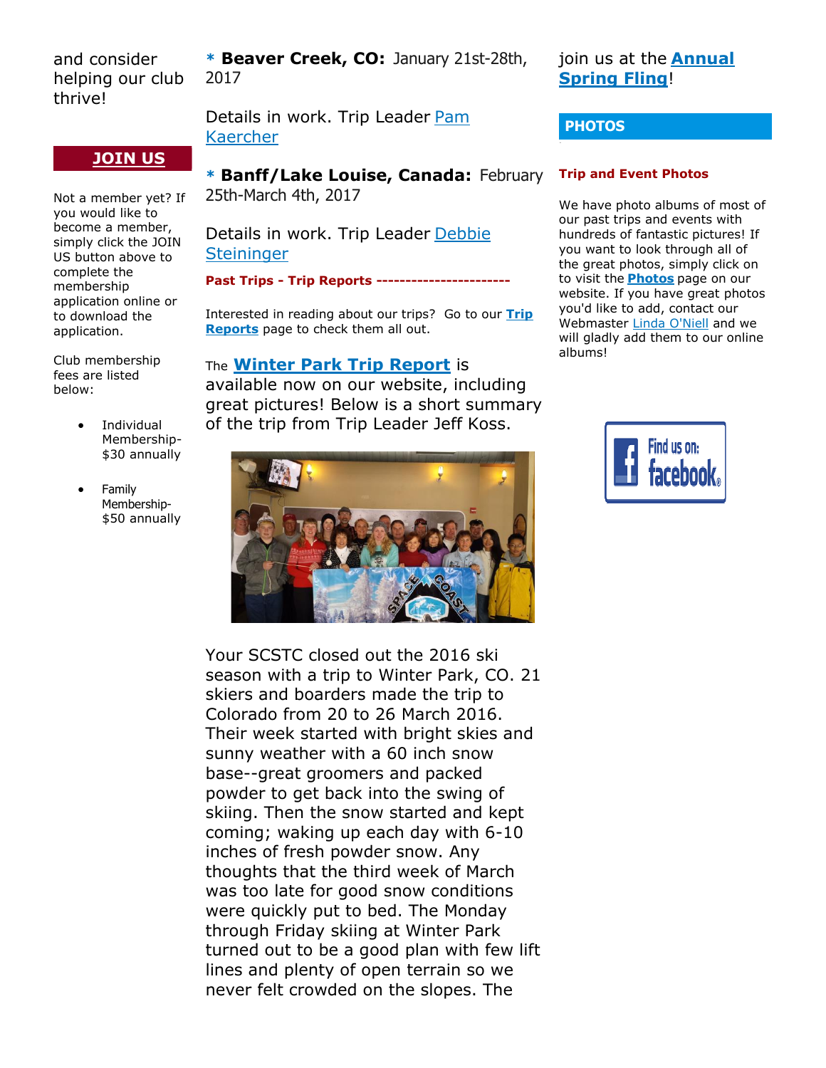and consider helping our club thrive!

## JOIN US

Not a member yet? If you would like to become a member, simply click the JOIN US button above to complete the membership application online or to download the application.

Club membership fees are listed below:

- Individual Membership- $30 annually
- Family Membership- $50 annually

**\* Beaver Creek, CO:** January 21st-28th, 2017

Details in work. Trip Leader Pam Kaercher

**\* Banff/Lake Louise, Canada:** February 25th-March 4th, 2017

Details in work. Trip Leader Debbie Steininger

**Past Trips - Trip Reports -----------------------**

Interested in reading about our trips? Go to our **Trip Reports** page to check them all out.

The **Winter Park Trip Report** is available now on our website, including great pictures! Below is a short summary of the trip from Trip Leader Jeff Koss.

Your SCSTC closed out the 2016 ski season with a trip to Winter Park, CO. 21 skiers and boarders made the trip to Colorado from 20 to 26 March 2016. Their week started with bright skies and sunny weather with a 60 inch snow base--great groomers and packed powder to get back into the swing of skiing. Then the snow started and kept coming; waking up each day with 6-10 inches of fresh powder snow. Any thoughts that the third week of March was too late for good snow conditions were quickly put to bed. The Monday through Friday skiing at Winter Park turned out to be a good plan with few lift lines and plenty of open terrain so we never felt crowded on the slopes. The

join us at the **Annual Spring Fling**!

## PHOTOS

**Trip and Event Photos**

We have photo albums of most of our past trips and events with hundreds of fantastic pictures! If you want to look through all of the great photos, simply click on to visit the **Photos** page on our website. If you have great photos you'd like to add, contact our Webmaster Linda O'Niell and we will gladly add them to our online albums!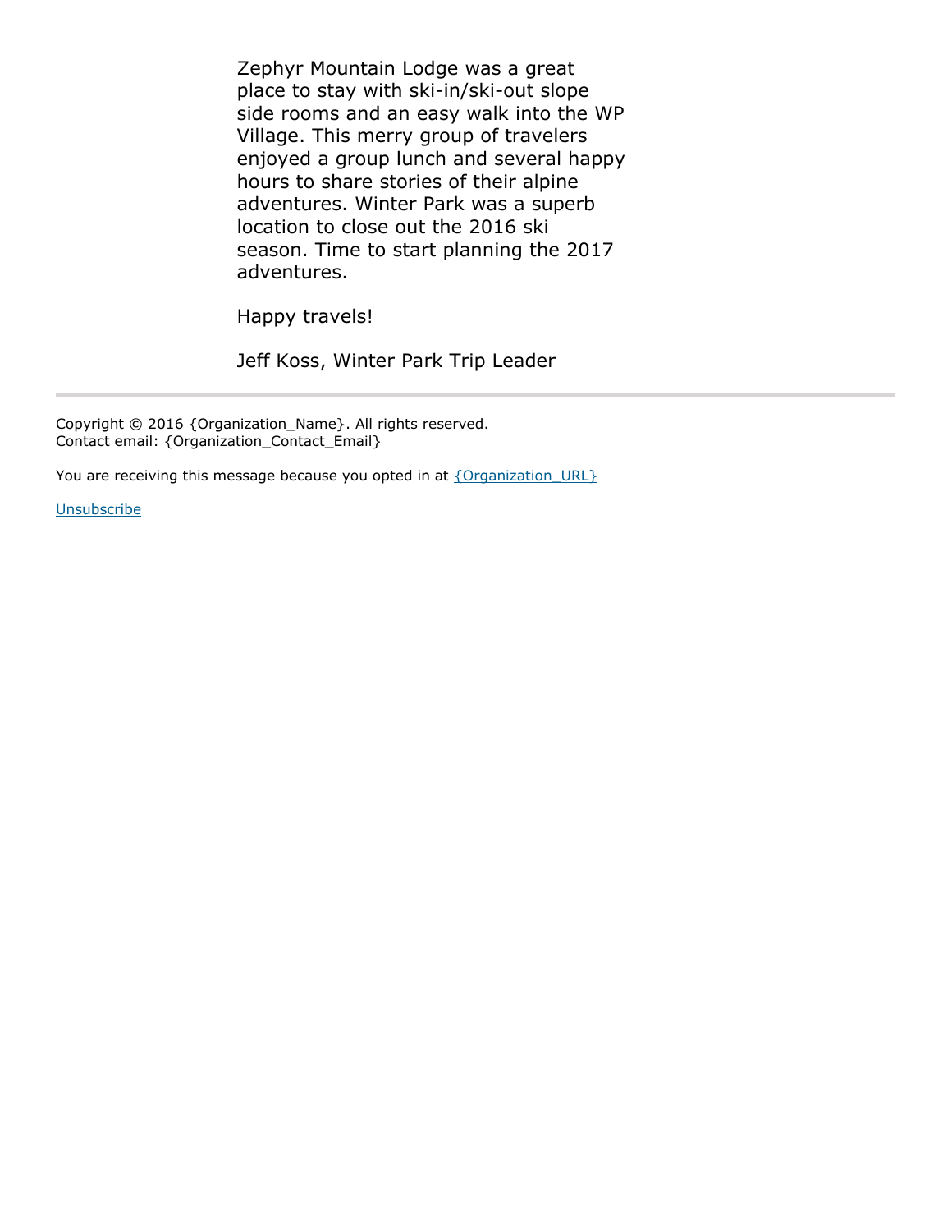Zephyr Mountain Lodge was a great place to stay with ski-in/ski-out slope side rooms and an easy walk into the WP Village. This merry group of travelers enjoyed a group lunch and several happy hours to share stories of their alpine adventures. Winter Park was a superb location to close out the 2016 ski season. Time to start planning the 2017 adventures.

Happy travels!

Jeff Koss, Winter Park Trip Leader

---

Copyright © 2016 {Organization_Name}. All rights reserved.
Contact email: {Organization_Contact_Email}

You are receiving this message because you opted in at {Organization_URL}

Unsubscribe